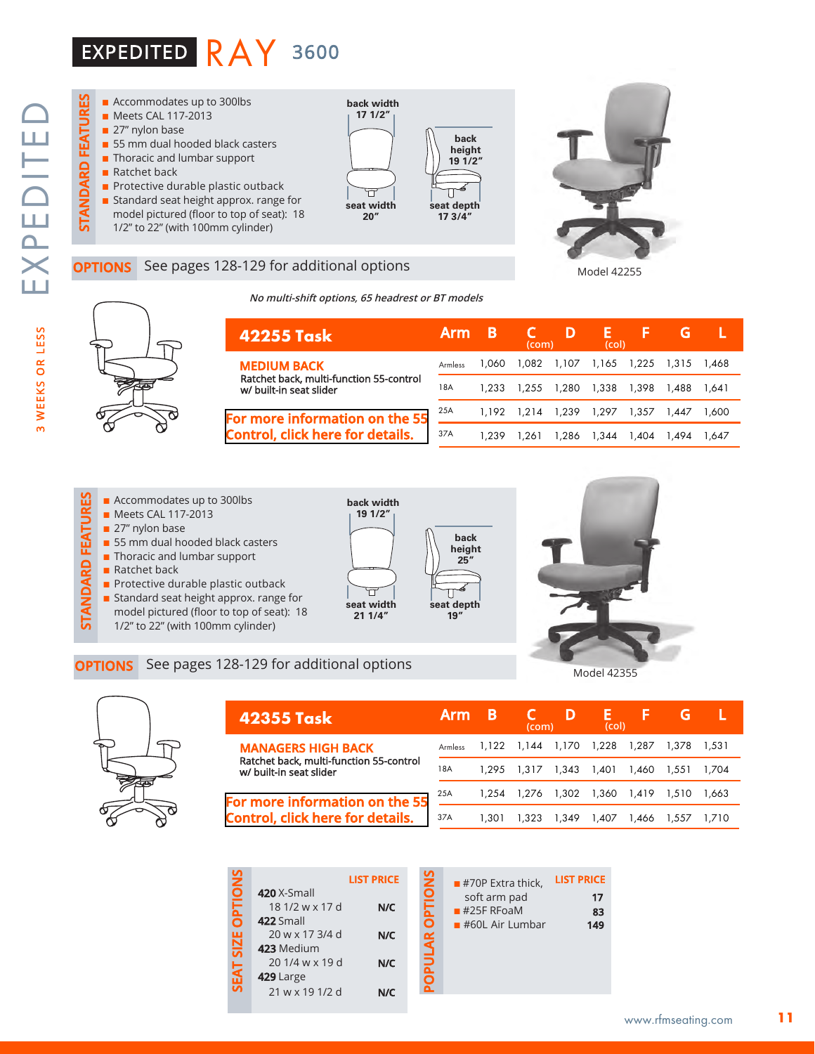# EXPEDITED RAY 3600

EXPEDITED — 3 WEEKS OR LESS

## STANDARD FEATURES

- Accommodates up to 300lbs
- Meets CAL 117-2013
- 27" nylon base
- 55 mm dual hooded black casters
- Thoracic and lumbar support
- Ratchet back
- Protective durable plastic outback
- Standard seat height approx. range for model pictured (floor to top of seat): 18 1/2" to 22" (with 100mm cylinder)

back width 17 1/2"
back height 19 1/2"
seat width 20"
seat depth 17 3/4"

Model 42255

**OPTIONS** See pages 128-129 for additional options

*No multi-shift options, 65 headrest or BT models*

| 42255 Task | Arm | B | C (com) | D | E (col) | F | G | L |
|---|---|---|---|---|---|---|---|---|
| **MEDIUM BACK** Ratchet back, multi-function 55-control w/ built-in seat slider | Armless | 1,060 | 1,082 | 1,107 | 1,165 | 1,225 | 1,315 | 1,468 |
| | 18A | 1,233 | 1,255 | 1,280 | 1,338 | 1,398 | 1,488 | 1,641 |
| For more information on the 55 Control, click here for details. | 25A | 1,192 | 1,214 | 1,239 | 1,297 | 1,357 | 1,447 | 1,600 |
| | 37A | 1,239 | 1,261 | 1,286 | 1,344 | 1,404 | 1,494 | 1,647 |

## STANDARD FEATURES

- Accommodates up to 300lbs
- Meets CAL 117-2013
- 27" nylon base
- 55 mm dual hooded black casters
- Thoracic and lumbar support
- Ratchet back
- Protective durable plastic outback
- Standard seat height approx. range for model pictured (floor to top of seat): 18 1/2" to 22" (with 100mm cylinder)

back width 19 1/2"
back height 25"
seat width 21 1/4"
seat depth 19"

Model 42355

**OPTIONS** See pages 128-129 for additional options

| 42355 Task | Arm | B | C (com) | D | E (col) | F | G | L |
|---|---|---|---|---|---|---|---|---|
| **MANAGERS HIGH BACK** Ratchet back, multi-function 55-control w/ built-in seat slider | Armless | 1,122 | 1,144 | 1,170 | 1,228 | 1,287 | 1,378 | 1,531 |
| | 18A | 1,295 | 1,317 | 1,343 | 1,401 | 1,460 | 1,551 | 1,704 |
| For more information on the 55 Control, click here for details. | 25A | 1,254 | 1,276 | 1,302 | 1,360 | 1,419 | 1,510 | 1,663 |
| | 37A | 1,301 | 1,323 | 1,349 | 1,407 | 1,466 | 1,557 | 1,710 |

## SEAT SIZE OPTIONS

| | LIST PRICE |
|---|---|
| **420** X-Small 18 1/2 w x 17 d | N/C |
| **422** Small 20 w x 17 3/4 d | N/C |
| **423** Medium 20 1/4 w x 19 d | N/C |
| **429** Large 21 w x 19 1/2 d | N/C |

## POPULAR OPTIONS

| | LIST PRICE |
|---|---|
| #70P Extra thick, soft arm pad | 17 |
| #25F RFoaM | 83 |
| #60L Air Lumbar | 149 |

www.rfmseating.com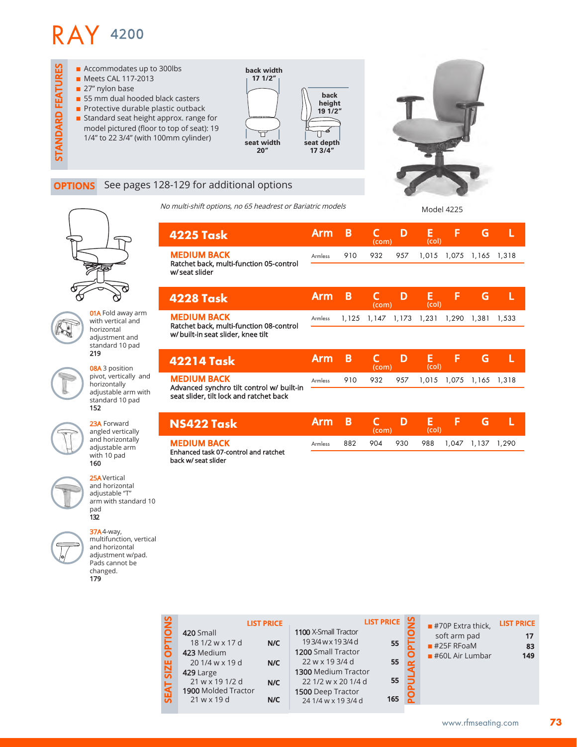# RAY 4200

## STANDARD FEATURES

- Accommodates up to 300lbs
- Meets CAL 117-2013
- 27" nylon base
- 55 mm dual hooded black casters
- Protective durable plastic outback
- Standard seat height approx. range for model pictured (floor to top of seat): 19 1/4" to 22 3/4" (with 100mm cylinder)

back width 17 1/2"
back height 19 1/2"
seat width 20"
seat depth 17 3/4"

Model 4225

## OPTIONS See pages 128-129 for additional options

*No multi-shift options, no 65 headrest or Bariatric models*

**01A** Fold away arm with vertical and horizontal adjustment and standard 10 pad
**219**

**08A** 3 position pivot, vertically and horizontally adjustable arm with standard 10 pad
**152**

**23A** Forward angled vertically and horizontally adjustable arm with 10 pad
**160**

**25A** Vertical and horizontal adjustable "T" arm with standard 10 pad
**132**

**37A** 4-way, multifunction, vertical and horizontal adjustment w/pad. Pads cannot be changed.
**179**

| 4225 Task | Arm | B | C (com) | D | E (col) | F | G | L |
|---|---|---|---|---|---|---|---|---|
| **MEDIUM BACK** Ratchet back, multi-function 05-control w/ seat slider | Armless | 910 | 932 | 957 | 1,015 | 1,075 | 1,165 | 1,318 |

| 4228 Task | Arm | B | C (com) | D | E (col) | F | G | L |
|---|---|---|---|---|---|---|---|---|
| **MEDIUM BACK** Ratchet back, multi-function 08-control w/ built-in seat slider, knee tilt | Armless | 1,125 | 1,147 | 1,173 | 1,231 | 1,290 | 1,381 | 1,533 |

| 42214 Task | Arm | B | C (com) | D | E (col) | F | G | L |
|---|---|---|---|---|---|---|---|---|
| **MEDIUM BACK** Advanced synchro tilt control w/ built-in seat slider, tilt lock and ratchet back | Armless | 910 | 932 | 957 | 1,015 | 1,075 | 1,165 | 1,318 |

| NS422 Task | Arm | B | C (com) | D | E (col) | F | G | L |
|---|---|---|---|---|---|---|---|---|
| **MEDIUM BACK** Enhanced task 07-control and ratchet back w/ seat slider | Armless | 882 | 904 | 930 | 988 | 1,047 | 1,137 | 1,290 |

## SEAT SIZE OPTIONS

| | LIST PRICE |
|---|---|
| **420** Small 18 1/2 w x 17 d | N/C |
| **423** Medium 20 1/4 w x 19 d | N/C |
| **429** Large 21 w x 19 1/2 d | N/C |
| **1900** Molded Tractor 21 w x 19 d | N/C |
| **1100** X-Small Tractor 19 3/4 w x 19 3/4 d | 55 |
| **1200** Small Tractor 22 w x 19 3/4 d | 55 |
| **1300** Medium Tractor 22 1/2 w x 20 1/4 d | 55 |
| **1500** Deep Tractor 24 1/4 w x 19 3/4 d | 165 |

## POPULAR OPTIONS

| | LIST PRICE |
|---|---|
| #70P Extra thick, soft arm pad | 17 |
| #25F RFoaM | 83 |
| #60L Air Lumbar | 149 |

www.rfmseating.com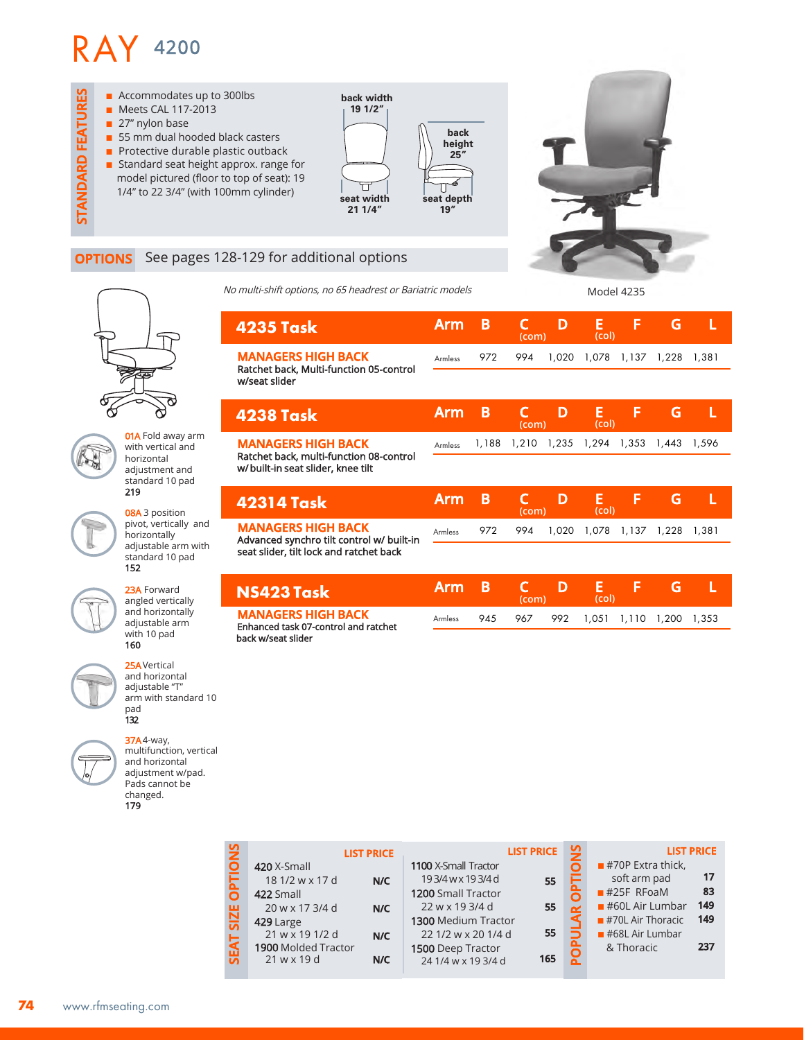# RAY 4200

## STANDARD FEATURES

- Accommodates up to 300lbs
- Meets CAL 117-2013
- 27" nylon base
- 55 mm dual hooded black casters
- Protective durable plastic outback
- Standard seat height approx. range for model pictured (floor to top of seat): 19 1/4" to 22 3/4" (with 100mm cylinder)

back width 19 1/2"
back height 25"
seat width 21 1/4"
seat depth 19"

Model 4235

## OPTIONS

See pages 128-129 for additional options

*No multi-shift options, no 65 headrest or Bariatric models*

| 4235 Task | Arm | B | C (com) | D | E (col) | F | G | L |
|---|---|---|---|---|---|---|---|---|
| **MANAGERS HIGH BACK** Ratchet back, Multi-function 05-control w/seat slider | Armless | 972 | 994 | 1,020 | 1,078 | 1,137 | 1,228 | 1,381 |

| 4238 Task | Arm | B | C (com) | D | E (col) | F | G | L |
|---|---|---|---|---|---|---|---|---|
| **MANAGERS HIGH BACK** Ratchet back, multi-function 08-control w/ built-in seat slider, knee tilt | Armless | 1,188 | 1,210 | 1,235 | 1,294 | 1,353 | 1,443 | 1,596 |

| 42314 Task | Arm | B | C (com) | D | E (col) | F | G | L |
|---|---|---|---|---|---|---|---|---|
| **MANAGERS HIGH BACK** Advanced synchro tilt control w/ built-in seat slider, tilt lock and ratchet back | Armless | 972 | 994 | 1,020 | 1,078 | 1,137 | 1,228 | 1,381 |

| NS423 Task | Arm | B | C (com) | D | E (col) | F | G | L |
|---|---|---|---|---|---|---|---|---|
| **MANAGERS HIGH BACK** Enhanced task 07-control and ratchet back w/seat slider | Armless | 945 | 967 | 992 | 1,051 | 1,110 | 1,200 | 1,353 |

**01A** Fold away arm with vertical and horizontal adjustment and standard 10 pad
**219**

**08A** 3 position pivot, vertically and horizontally adjustable arm with standard 10 pad
**152**

**23A** Forward angled vertically and horizontally adjustable arm with 10 pad
**160**

**25A** Vertical and horizontal adjustable "T" arm with standard 10 pad
**132**

**37A** 4-way, multifunction, vertical and horizontal adjustment w/pad. Pads cannot be changed.
**179**

## SEAT SIZE OPTIONS

| | LIST PRICE |
|---|---|
| **420** X-Small 18 1/2 w x 17 d | N/C |
| **422** Small 20 w x 17 3/4 d | N/C |
| **429** Large 21 w x 19 1/2 d | N/C |
| **1900** Molded Tractor 21 w x 19 d | N/C |
| **1100** X-Small Tractor 19 3/4 w x 19 3/4 d | 55 |
| **1200** Small Tractor 22 w x 19 3/4 d | 55 |
| **1300** Medium Tractor 22 1/2 w x 20 1/4 d | 55 |
| **1500** Deep Tractor 24 1/4 w x 19 3/4 d | 165 |

## POPULAR OPTIONS

| | LIST PRICE |
|---|---|
| #70P Extra thick, soft arm pad | 17 |
| #25F RFoaM | 83 |
| #60L Air Lumbar | 149 |
| #70L Air Thoracic | 149 |
| #68L Air Lumbar & Thoracic | 237 |

www.rfmseating.com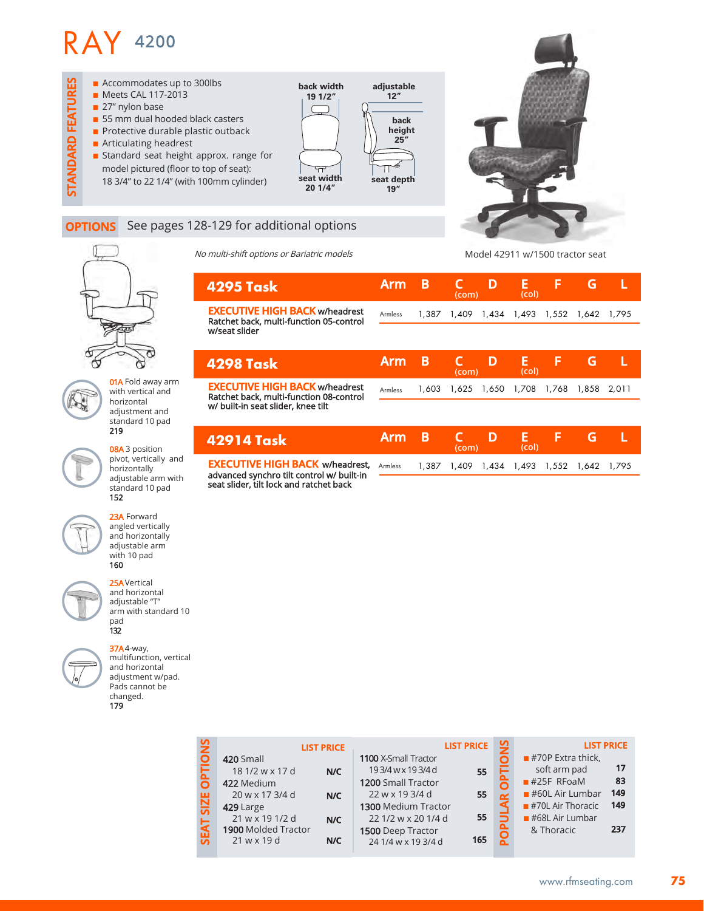# RAY 4200

## STANDARD FEATURES

- Accommodates up to 300lbs
- Meets CAL 117-2013
- 27" nylon base
- 55 mm dual hooded black casters
- Protective durable plastic outback
- Articulating headrest
- Standard seat height approx. range for model pictured (floor to top of seat): 18 3/4" to 22 1/4" (with 100mm cylinder)

back width 19 1/2"
seat width 20 1/4"
adjustable 12"
back height 25"
seat depth 19"

Model 42911 w/1500 tractor seat

## OPTIONS

See pages 128-129 for additional options

*No multi-shift options or Bariatric models*

**01A** Fold away arm with vertical and horizontal adjustment and standard 10 pad
**219**

**08A** 3 position pivot, vertically and horizontally adjustable arm with standard 10 pad
**152**

**23A** Forward angled vertically and horizontally adjustable arm with 10 pad
**160**

**25A** Vertical and horizontal adjustable "T" arm with standard 10 pad
**132**

**37A** 4-way, multifunction, vertical and horizontal adjustment w/pad. Pads cannot be changed.
**179**

| 4295 Task | Arm | B | C (com) | D | E (col) | F | G | L |
|---|---|---|---|---|---|---|---|---|
| **EXECUTIVE HIGH BACK** w/headrest Ratchet back, multi-function 05-control w/seat slider | Armless | 1,387 | 1,409 | 1,434 | 1,493 | 1,552 | 1,642 | 1,795 |

| 4298 Task | Arm | B | C (com) | D | E (col) | F | G | L |
|---|---|---|---|---|---|---|---|---|
| **EXECUTIVE HIGH BACK** w/headrest Ratchet back, multi-function 08-control w/ built-in seat slider, knee tilt | Armless | 1,603 | 1,625 | 1,650 | 1,708 | 1,768 | 1,858 | 2,011 |

| 42914 Task | Arm | B | C (com) | D | E (col) | F | G | L |
|---|---|---|---|---|---|---|---|---|
| **EXECUTIVE HIGH BACK** w/headrest, advanced synchro tilt control w/ built-in seat slider, tilt lock and ratchet back | Armless | 1,387 | 1,409 | 1,434 | 1,493 | 1,552 | 1,642 | 1,795 |

## SEAT SIZE OPTIONS

| | LIST PRICE |
|---|---|
| 420 Small 18 1/2 w x 17 d | N/C |
| 422 Medium 20 w x 17 3/4 d | N/C |
| 429 Large 21 w x 19 1/2 d | N/C |
| 1900 Molded Tractor 21 w x 19 d | N/C |

| | LIST PRICE |
|---|---|
| 1100 X-Small Tractor 19 3/4 w x 19 3/4 d | 55 |
| 1200 Small Tractor 22 w x 19 3/4 d | 55 |
| 1300 Medium Tractor 22 1/2 w x 20 1/4 d | 55 |
| 1500 Deep Tractor 24 1/4 w x 19 3/4 d | 165 |

## POPULAR OPTIONS

| | LIST PRICE |
|---|---|
| #70P Extra thick, soft arm pad | 17 |
| #25F RFoaM | 83 |
| #60L Air Lumbar | 149 |
| #70L Air Thoracic | 149 |
| #68L Air Lumbar & Thoracic | 237 |

www.rfmseating.com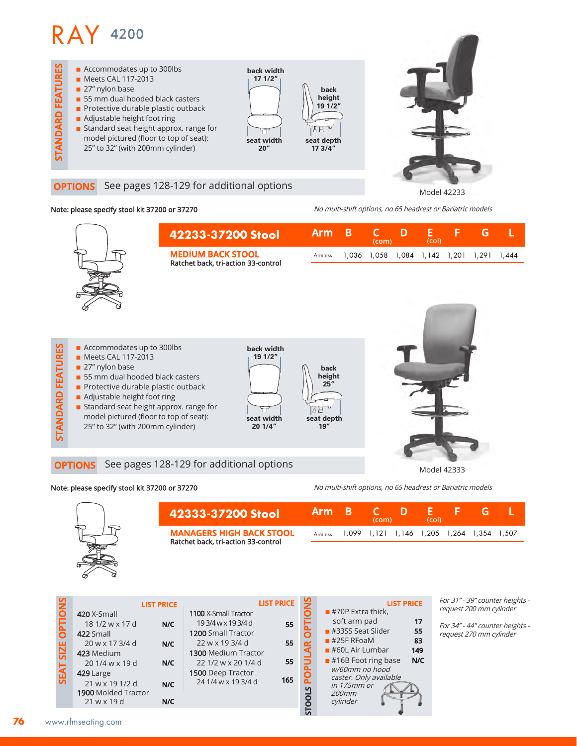# RAY 4200

## STANDARD FEATURES

- Accommodates up to 300lbs
- Meets CAL 117-2013
- 27" nylon base
- 55 mm dual hooded black casters
- Protective durable plastic outback
- Adjustable height foot ring
- Standard seat height approx. range for model pictured (floor to top of seat): 25" to 32" (with 200mm cylinder)

back width 17 1/2"
back height 19 1/2"
seat width 20"
seat depth 17 3/4"

**OPTIONS** See pages 128-129 for additional options

Model 42233

Note: please specify stool kit 37200 or 37270

*No multi-shift options, no 65 headrest or Bariatric models*

| 42233-37200 Stool | Arm | B | C (com) | D | E (col) | F | G | L |
|---|---|---|---|---|---|---|---|---|
| **MEDIUM BACK STOOL** Ratchet back, tri-action 33-control | Armless | 1,036 | 1,058 | 1,084 | 1,142 | 1,201 | 1,291 | 1,444 |

## STANDARD FEATURES

- Accommodates up to 300lbs
- Meets CAL 117-2013
- 27" nylon base
- 55 mm dual hooded black casters
- Protective durable plastic outback
- Adjustable height foot ring
- Standard seat height approx. range for model pictured (floor to top of seat): 25" to 32" (with 200mm cylinder)

back width 19 1/2"
back height 25"
seat width 20 1/4"
seat depth 19"

**OPTIONS** See pages 128-129 for additional options

Model 42333

Note: please specify stool kit 37200 or 37270

*No multi-shift options, no 65 headrest or Bariatric models*

| 42333-37200 Stool | Arm | B | C (com) | D | E (col) | F | G | L |
|---|---|---|---|---|---|---|---|---|
| **MANAGERS HIGH BACK STOOL** Ratchet back, tri-action 33-control | Armless | 1,099 | 1,121 | 1,146 | 1,205 | 1,264 | 1,354 | 1,507 |

## SEAT SIZE OPTIONS

| | LIST PRICE |
|---|---|
| **420** X-Small 18 1/2 w x 17 d | N/C |
| **422** Small 20 w x 17 3/4 d | N/C |
| **423** Medium 20 1/4 w x 19 d | N/C |
| **429** Large 21 w x 19 1/2 d | N/C |
| **1900** Molded Tractor 21 w x 19 d | N/C |
| **1100** X-Small Tractor 19 3/4 w x 19 3/4 d | 55 |
| **1200** Small Tractor 22 w x 19 3/4 d | 55 |
| **1300** Medium Tractor 22 1/2 w x 20 1/4 d | 55 |
| **1500** Deep Tractor 24 1/4 w x 19 3/4 d | 165 |

## STOOLS POPULAR OPTIONS

| | LIST PRICE |
|---|---|
| #70P Extra thick, soft arm pad | 17 |
| #33SS Seat Slider | 55 |
| #25F RFoaM | 83 |
| #60L Air Lumbar | 149 |
| #16B Foot ring base *w/60mm no hood caster. Only available in 175mm or 200mm cylinder* | N/C |

*For 31" - 39" counter heights - request 200 mm cylinder*

*For 34" - 44" counter heights - request 270 mm cylinder*

www.rfmseating.com